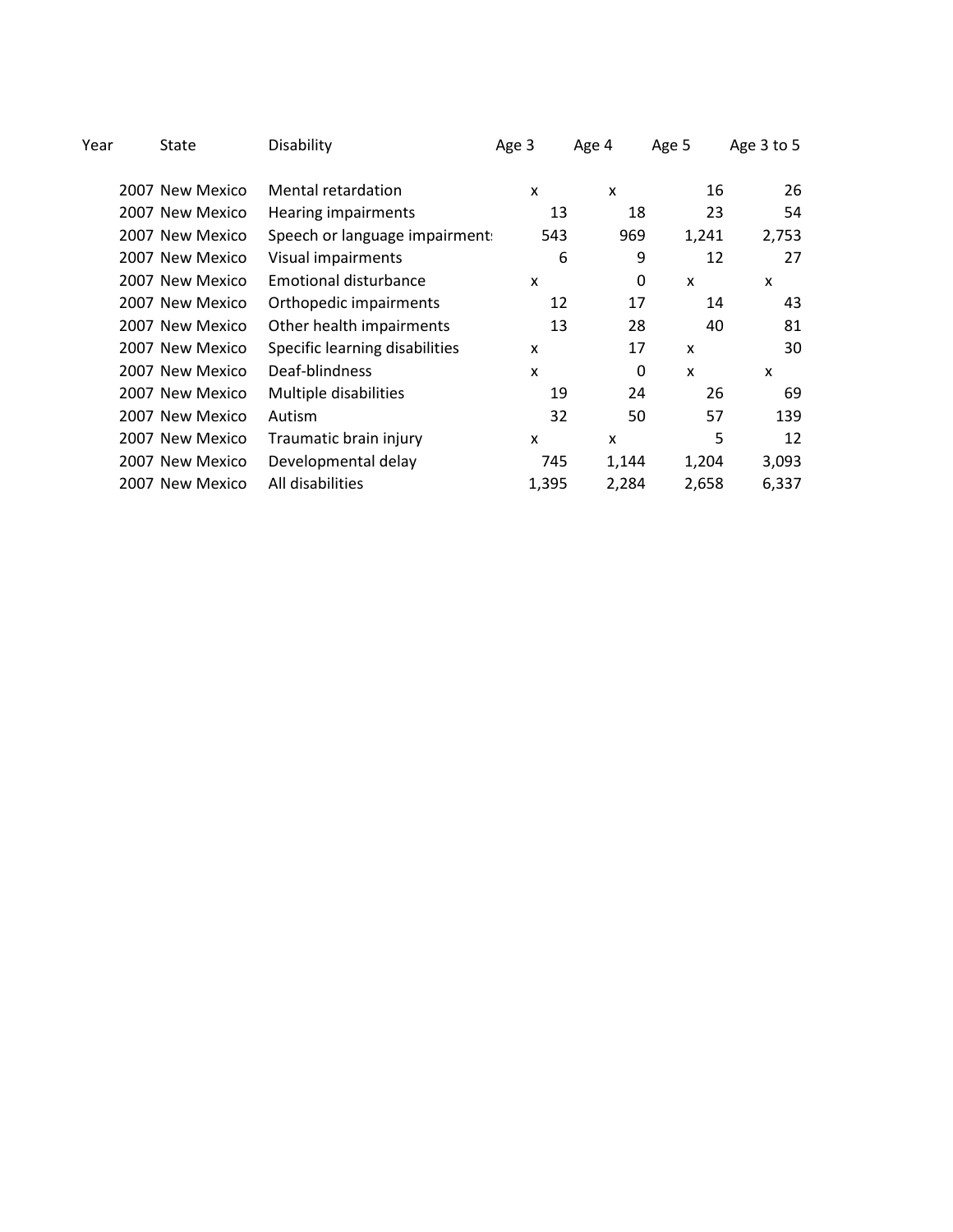| Year | State | Disability | Age 3 | Age 4 | Age 5 | Age 3 to 5 |
|---|---|---|---|---|---|---|
| 2007 | New Mexico | Mental retardation | x | x | 16 | 26 |
| 2007 | New Mexico | Hearing impairments | 13 | 18 | 23 | 54 |
| 2007 | New Mexico | Speech or language impairments | 543 | 969 | 1,241 | 2,753 |
| 2007 | New Mexico | Visual impairments | 6 | 9 | 12 | 27 |
| 2007 | New Mexico | Emotional disturbance | x | 0 | x | x |
| 2007 | New Mexico | Orthopedic impairments | 12 | 17 | 14 | 43 |
| 2007 | New Mexico | Other health impairments | 13 | 28 | 40 | 81 |
| 2007 | New Mexico | Specific learning disabilities | x | 17 | x | 30 |
| 2007 | New Mexico | Deaf-blindness | x | 0 | x | x |
| 2007 | New Mexico | Multiple disabilities | 19 | 24 | 26 | 69 |
| 2007 | New Mexico | Autism | 32 | 50 | 57 | 139 |
| 2007 | New Mexico | Traumatic brain injury | x | x | 5 | 12 |
| 2007 | New Mexico | Developmental delay | 745 | 1,144 | 1,204 | 3,093 |
| 2007 | New Mexico | All disabilities | 1,395 | 2,284 | 2,658 | 6,337 |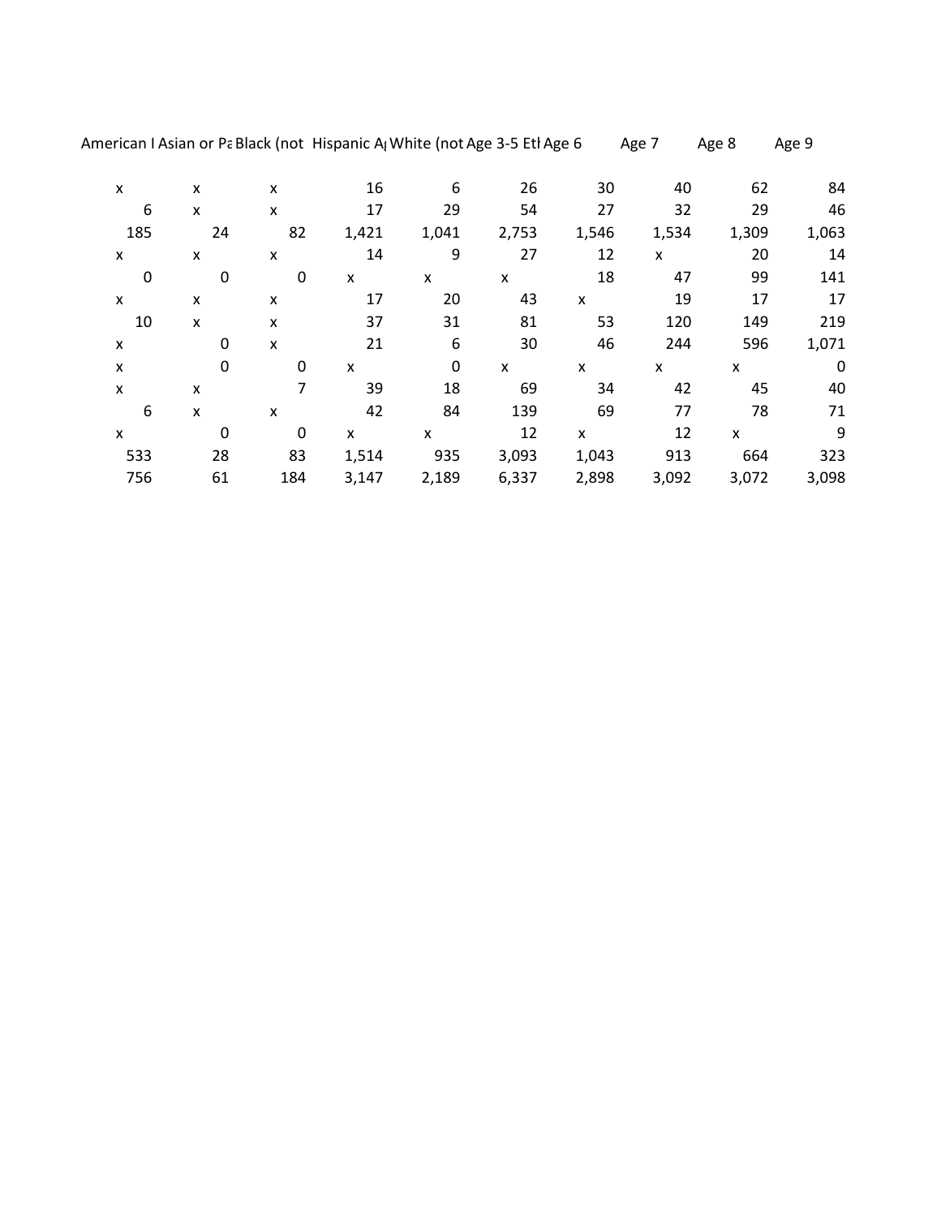| American I | Asian or Pa | Black (not | Hispanic A | White (not | Age 3-5 Etl | Age 6 | Age 7 | Age 8 | Age 9 |
|---|---|---|---|---|---|---|---|---|---|
| x | x | x | 16 | 6 | 26 | 30 | 40 | 62 | 84 |
| 6 | x | x | 17 | 29 | 54 | 27 | 32 | 29 | 46 |
| 185 | 24 | 82 | 1,421 | 1,041 | 2,753 | 1,546 | 1,534 | 1,309 | 1,063 |
| x | x | x | 14 | 9 | 27 | 12 | x | 20 | 14 |
| 0 | 0 | 0 | x | x | x | 18 | 47 | 99 | 141 |
| x | x | x | 17 | 20 | 43 | x | 19 | 17 | 17 |
| 10 | x | x | 37 | 31 | 81 | 53 | 120 | 149 | 219 |
| x | 0 | x | 21 | 6 | 30 | 46 | 244 | 596 | 1,071 |
| x | 0 | 0 | x | 0 | x | x | x | x | 0 |
| x | x | 7 | 39 | 18 | 69 | 34 | 42 | 45 | 40 |
| 6 | x | x | 42 | 84 | 139 | 69 | 77 | 78 | 71 |
| x | 0 | 0 | x | x | 12 | x | 12 | x | 9 |
| 533 | 28 | 83 | 1,514 | 935 | 3,093 | 1,043 | 913 | 664 | 323 |
| 756 | 61 | 184 | 3,147 | 2,189 | 6,337 | 2,898 | 3,092 | 3,072 | 3,098 |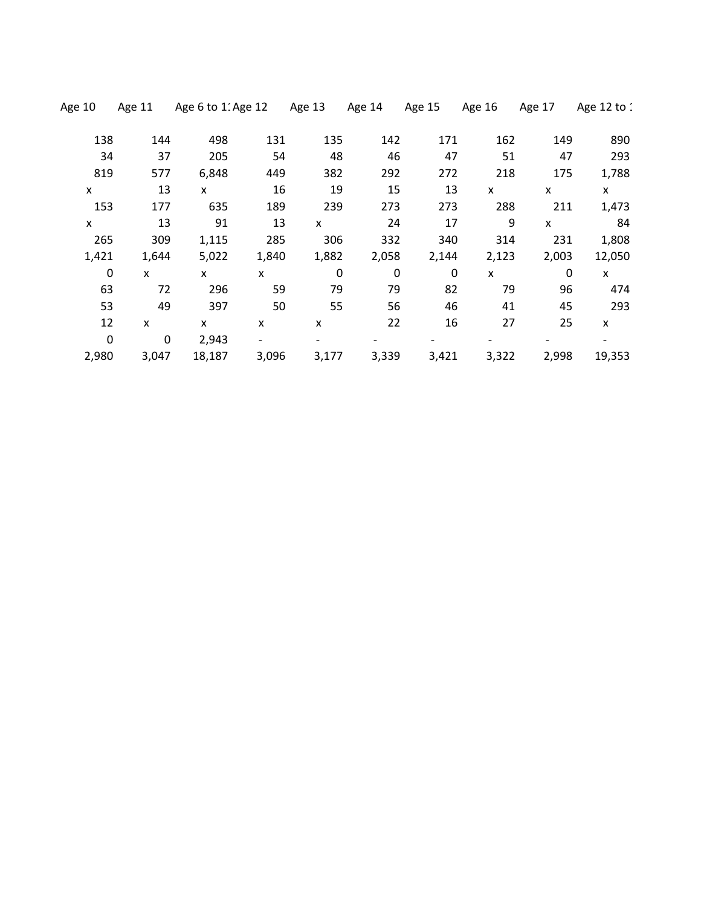| Age 10 | Age 11 | Age 6 to 1 | Age 12 | Age 13 | Age 14 | Age 15 | Age 16 | Age 17 | Age 12 to 1 |
|---|---|---|---|---|---|---|---|---|---|
| 138 | 144 | 498 | 131 | 135 | 142 | 171 | 162 | 149 | 890 |
| 34 | 37 | 205 | 54 | 48 | 46 | 47 | 51 | 47 | 293 |
| 819 | 577 | 6,848 | 449 | 382 | 292 | 272 | 218 | 175 | 1,788 |
| x | 13 | x | 16 | 19 | 15 | 13 | x | x | x |
| 153 | 177 | 635 | 189 | 239 | 273 | 273 | 288 | 211 | 1,473 |
| x | 13 | 91 | 13 | x | 24 | 17 | 9 | x | 84 |
| 265 | 309 | 1,115 | 285 | 306 | 332 | 340 | 314 | 231 | 1,808 |
| 1,421 | 1,644 | 5,022 | 1,840 | 1,882 | 2,058 | 2,144 | 2,123 | 2,003 | 12,050 |
| 0 | x | x | x | 0 | 0 | 0 | x | 0 | x |
| 63 | 72 | 296 | 59 | 79 | 79 | 82 | 79 | 96 | 474 |
| 53 | 49 | 397 | 50 | 55 | 56 | 46 | 41 | 45 | 293 |
| 12 | x | x | x | x | 22 | 16 | 27 | 25 | x |
| 0 | 0 | 2,943 | - | - | - | - | - | - | - |
| 2,980 | 3,047 | 18,187 | 3,096 | 3,177 | 3,339 | 3,421 | 3,322 | 2,998 | 19,353 |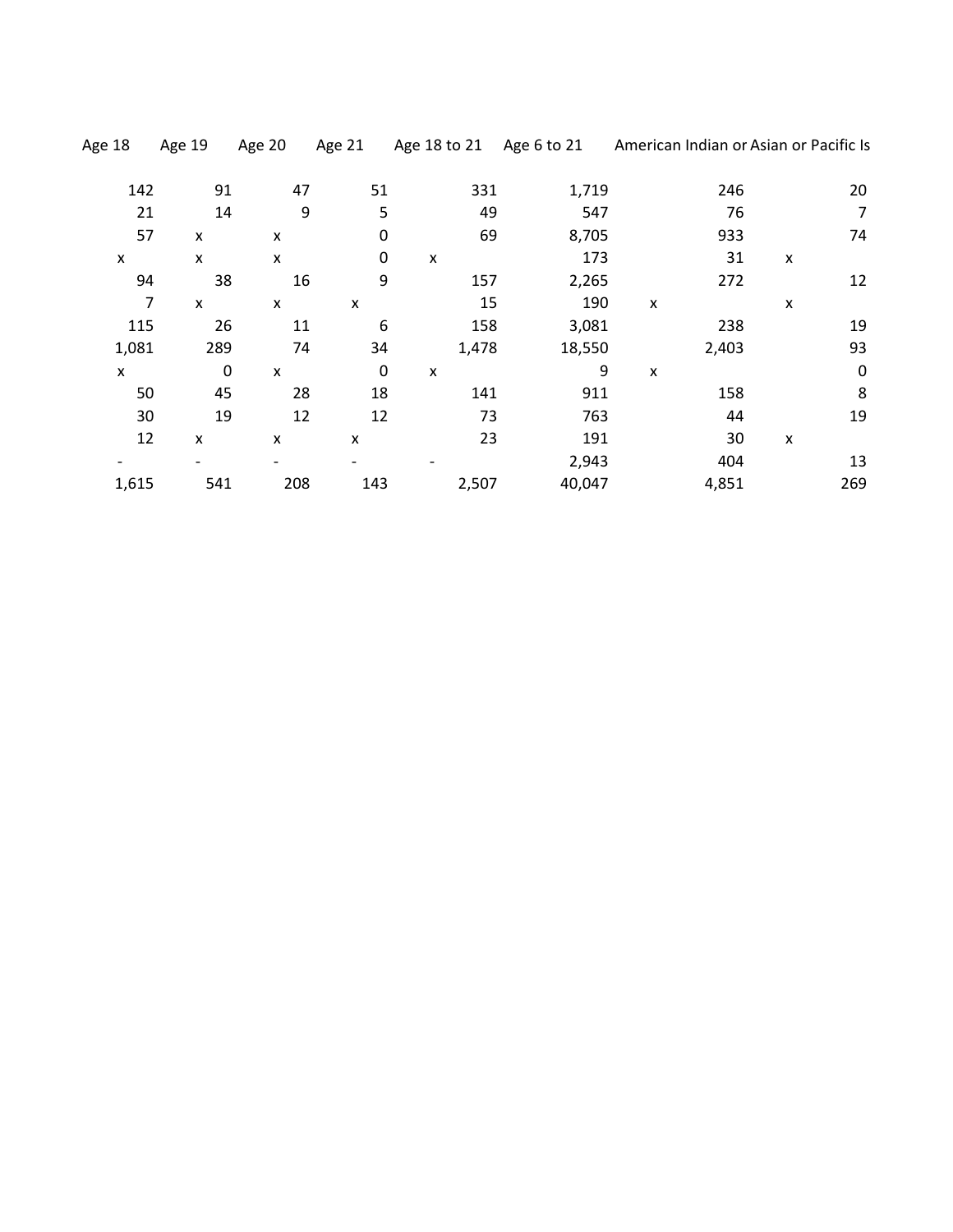| Age 18 | Age 19 | Age 20 | Age 21 | Age 18 to 21 | Age 6 to 21 | American Indian or | Asian or Pacific Is |
|---|---|---|---|---|---|---|---|
| 142 | 91 | 47 | 51 | 331 | 1,719 | 246 | 20 |
| 21 | 14 | 9 | 5 | 49 | 547 | 76 | 7 |
| 57 | x | x | 0 | 69 | 8,705 | 933 | 74 |
| x | x | x | 0 | x | 173 | 31 | x |
| 94 | 38 | 16 | 9 | 157 | 2,265 | 272 | 12 |
| 7 | x | x | x | 15 | 190 | x | x |
| 115 | 26 | 11 | 6 | 158 | 3,081 | 238 | 19 |
| 1,081 | 289 | 74 | 34 | 1,478 | 18,550 | 2,403 | 93 |
| x | 0 | x | 0 | x | 9 | x | 0 |
| 50 | 45 | 28 | 18 | 141 | 911 | 158 | 8 |
| 30 | 19 | 12 | 12 | 73 | 763 | 44 | 19 |
| 12 | x | x | x | 23 | 191 | 30 | x |
| - | - | - | - | - | 2,943 | 404 | 13 |
| 1,615 | 541 | 208 | 143 | 2,507 | 40,047 | 4,851 | 269 |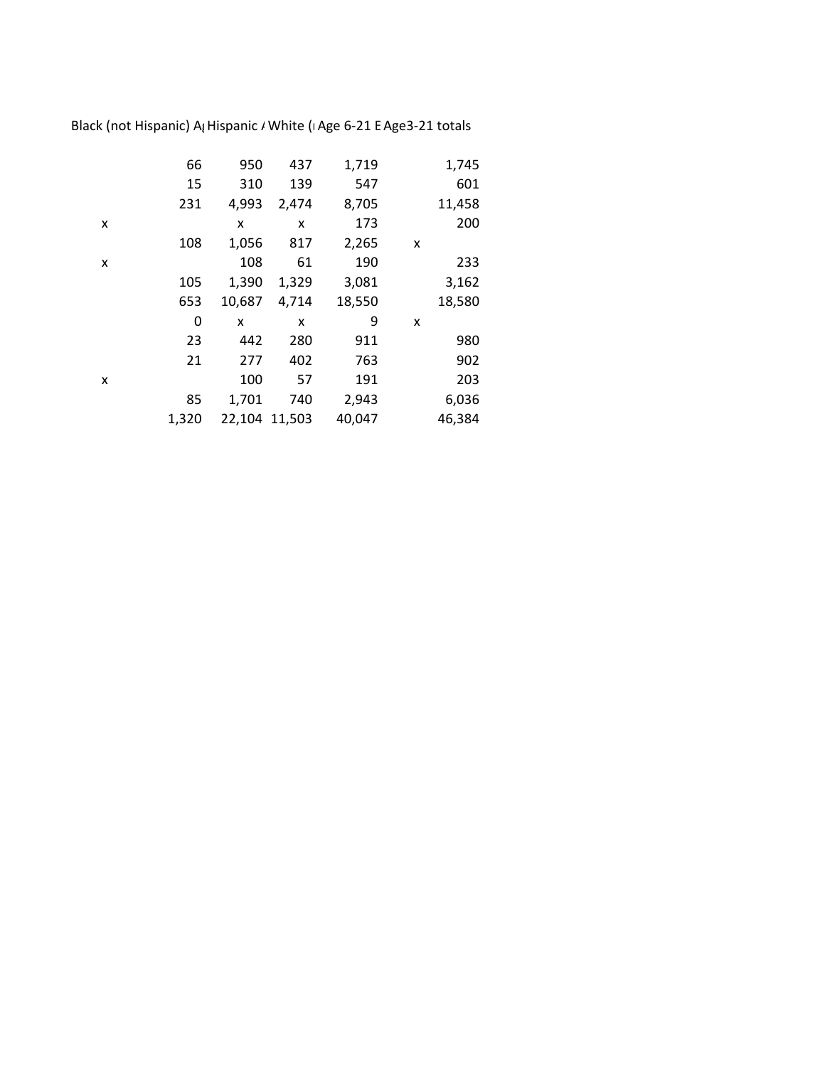| Black (not Hispanic) A | Hispanic / | White (ı | Age 6-21 E | Age3-21 totals |
|---|---|---|---|---|
| 66 | 950 | 437 | 1,719 | 1,745 |
| 15 | 310 | 139 | 547 | 601 |
| 231 | 4,993 | 2,474 | 8,705 | 11,458 |
| x | x | x | 173 | 200 |
| 108 | 1,056 | 817 | 2,265 | x |
| x | 108 | 61 | 190 | 233 |
| 105 | 1,390 | 1,329 | 3,081 | 3,162 |
| 653 | 10,687 | 4,714 | 18,550 | 18,580 |
| 0 | x | x | 9 | x |
| 23 | 442 | 280 | 911 | 980 |
| 21 | 277 | 402 | 763 | 902 |
| x | 100 | 57 | 191 | 203 |
| 85 | 1,701 | 740 | 2,943 | 6,036 |
| 1,320 | 22,104 | 11,503 | 40,047 | 46,384 |